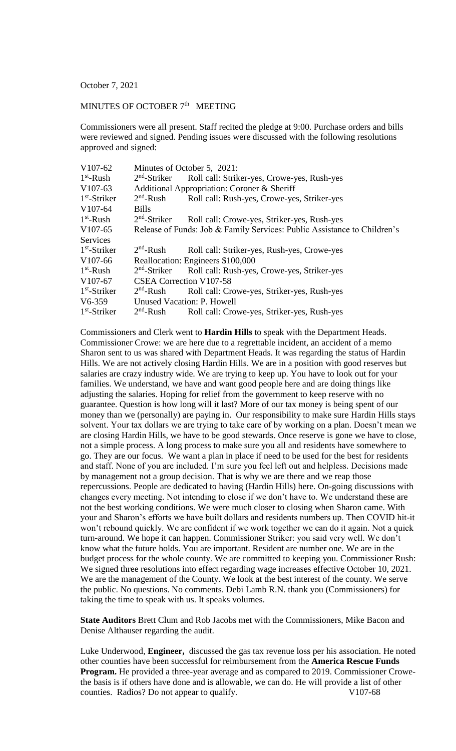October 7, 2021

MINUTES OF OCTOBER 7th MEETING

Commissioners were all present. Staff recited the pledge at 9:00. Purchase orders and bills were reviewed and signed. Pending issues were discussed with the following resolutions approved and signed:

| | | |
|---|---|---|
| V107-62 | Minutes of October 5, 2021: | |
| 1st-Rush | 2nd-Striker | Roll call: Striker-yes, Crowe-yes, Rush-yes |
| V107-63 | Additional Appropriation: Coroner & Sheriff | |
| 1st-Striker | 2nd-Rush | Roll call: Rush-yes, Crowe-yes, Striker-yes |
| V107-64 | Bills | |
| 1st-Rush | 2nd-Striker | Roll call: Crowe-yes, Striker-yes, Rush-yes |
| V107-65 | Release of Funds: Job & Family Services: Public Assistance to Children's Services | |
| 1st-Striker | 2nd-Rush | Roll call: Striker-yes, Rush-yes, Crowe-yes |
| V107-66 | Reallocation: Engineers $100,000 | |
| 1st-Rush | 2nd-Striker | Roll call: Rush-yes, Crowe-yes, Striker-yes |
| V107-67 | CSEA Correction V107-58 | |
| 1st-Striker | 2nd-Rush | Roll call: Crowe-yes, Striker-yes, Rush-yes |
| V6-359 | Unused Vacation: P. Howell | |
| 1st-Striker | 2nd-Rush | Roll call: Crowe-yes, Striker-yes, Rush-yes |

Commissioners and Clerk went to **Hardin Hills** to speak with the Department Heads. Commissioner Crowe: we are here due to a regrettable incident, an accident of a memo Sharon sent to us was shared with Department Heads. It was regarding the status of Hardin Hills. We are not actively closing Hardin Hills. We are in a position with good reserves but salaries are crazy industry wide. We are trying to keep up. You have to look out for your families. We understand, we have and want good people here and are doing things like adjusting the salaries. Hoping for relief from the government to keep reserve with no guarantee. Question is how long will it last? More of our tax money is being spent of our money than we (personally) are paying in. Our responsibility to make sure Hardin Hills stays solvent. Your tax dollars we are trying to take care of by working on a plan. Doesn't mean we are closing Hardin Hills, we have to be good stewards. Once reserve is gone we have to close, not a simple process. A long process to make sure you all and residents have somewhere to go. They are our focus. We want a plan in place if need to be used for the best for residents and staff. None of you are included. I'm sure you feel left out and helpless. Decisions made by management not a group decision. That is why we are there and we reap those repercussions. People are dedicated to having (Hardin Hills) here. On-going discussions with changes every meeting. Not intending to close if we don't have to. We understand these are not the best working conditions. We were much closer to closing when Sharon came. With your and Sharon's efforts we have built dollars and residents numbers up. Then COVID hit-it won't rebound quickly. We are confident if we work together we can do it again. Not a quick turn-around. We hope it can happen. Commissioner Striker: you said very well. We don't know what the future holds. You are important. Resident are number one. We are in the budget process for the whole county. We are committed to keeping you. Commissioner Rush: We signed three resolutions into effect regarding wage increases effective October 10, 2021. We are the management of the County. We look at the best interest of the county. We serve the public. No questions. No comments. Debi Lamb R.N. thank you (Commissioners) for taking the time to speak with us. It speaks volumes.

**State Auditors** Brett Clum and Rob Jacobs met with the Commissioners, Mike Bacon and Denise Althauser regarding the audit.

Luke Underwood, **Engineer,** discussed the gas tax revenue loss per his association. He noted other counties have been successful for reimbursement from the **America Rescue Funds Program.** He provided a three-year average and as compared to 2019. Commissioner Crowe- the basis is if others have done and is allowable, we can do. He will provide a list of other counties. Radios? Do not appear to qualify. V107-68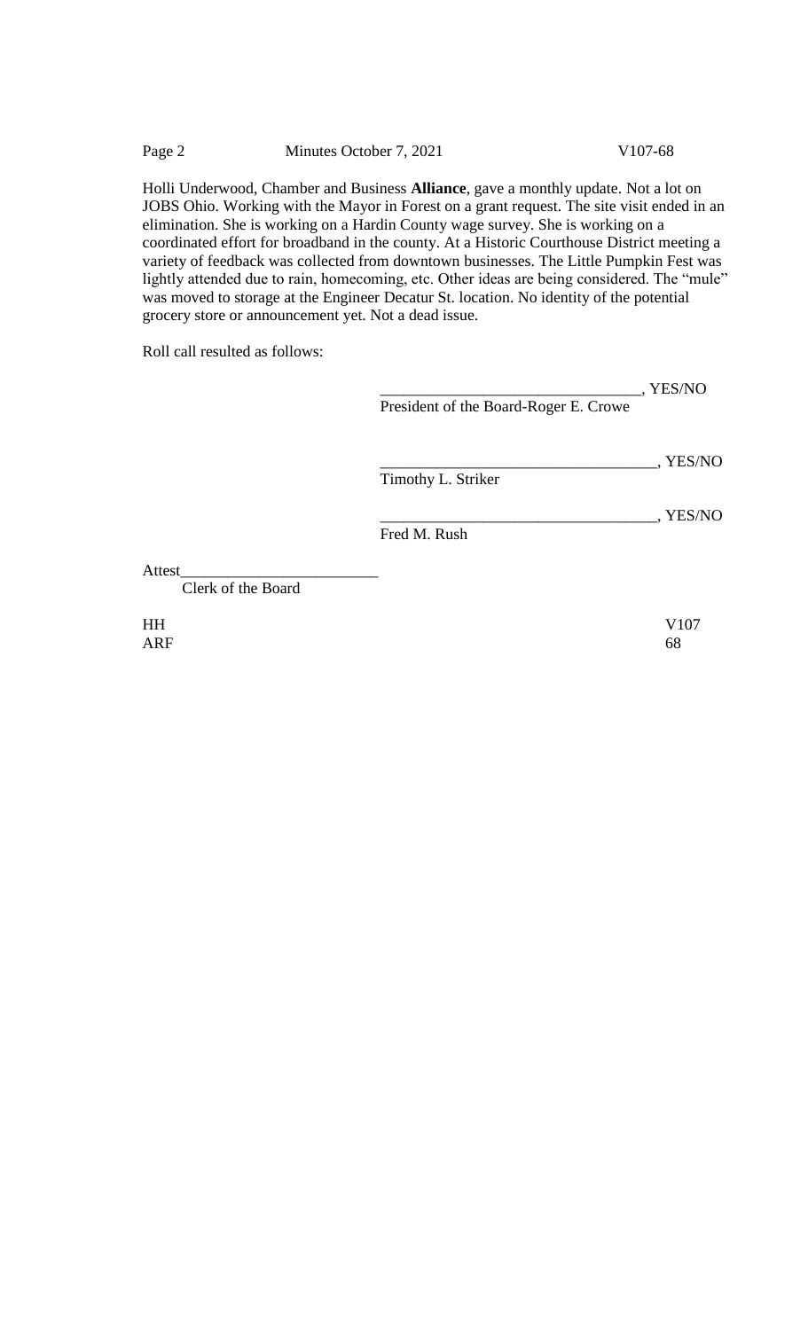Holli Underwood, Chamber and Business **Alliance**, gave a monthly update. Not a lot on JOBS Ohio. Working with the Mayor in Forest on a grant request. The site visit ended in an elimination. She is working on a Hardin County wage survey. She is working on a coordinated effort for broadband in the county. At a Historic Courthouse District meeting a variety of feedback was collected from downtown businesses. The Little Pumpkin Fest was lightly attended due to rain, homecoming, etc. Other ideas are being considered. The "mule" was moved to storage at the Engineer Decatur St. location. No identity of the potential grocery store or announcement yet. Not a dead issue.

Roll call resulted as follows:

________________________________, YES/NO
President of the Board-Roger E. Crowe

__________________________________, YES/NO
Timothy L. Striker

__________________________________, YES/NO
Fred M. Rush

Attest________________________
Clerk of the Board

HH
ARF

V107
68